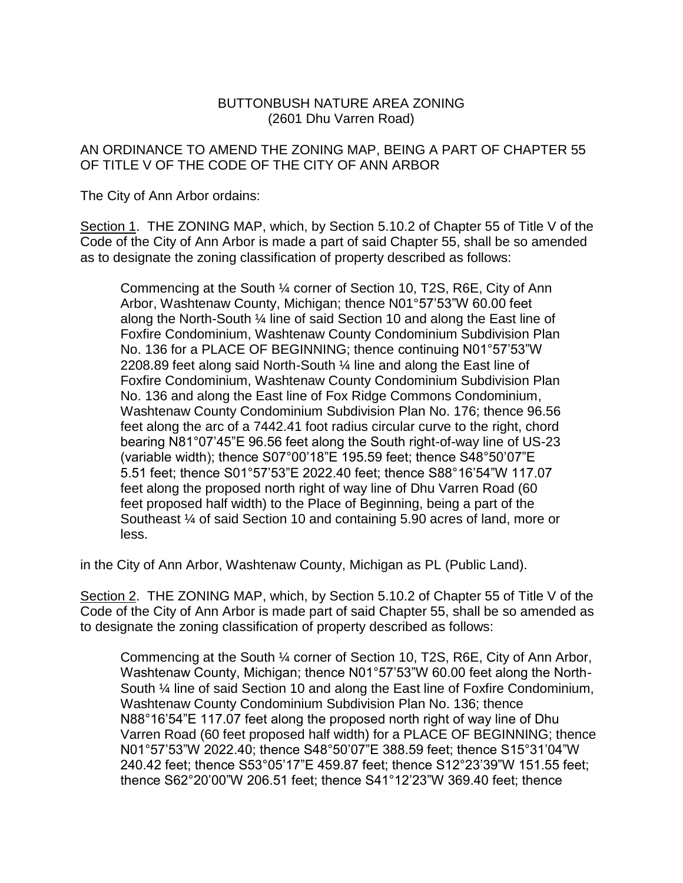BUTTONBUSH NATURE AREA ZONING
(2601 Dhu Varren Road)

AN ORDINANCE TO AMEND THE ZONING MAP, BEING A PART OF CHAPTER 55 OF TITLE V OF THE CODE OF THE CITY OF ANN ARBOR

The City of Ann Arbor ordains:

Section 1. THE ZONING MAP, which, by Section 5.10.2 of Chapter 55 of Title V of the Code of the City of Ann Arbor is made a part of said Chapter 55, shall be so amended as to designate the zoning classification of property described as follows:

> Commencing at the South ¼ corner of Section 10, T2S, R6E, City of Ann Arbor, Washtenaw County, Michigan; thence N01°57'53"W 60.00 feet along the North-South ¼ line of said Section 10 and along the East line of Foxfire Condominium, Washtenaw County Condominium Subdivision Plan No. 136 for a PLACE OF BEGINNING; thence continuing N01°57'53"W 2208.89 feet along said North-South ¼ line and along the East line of Foxfire Condominium, Washtenaw County Condominium Subdivision Plan No. 136 and along the East line of Fox Ridge Commons Condominium, Washtenaw County Condominium Subdivision Plan No. 176; thence 96.56 feet along the arc of a 7442.41 foot radius circular curve to the right, chord bearing N81°07'45"E 96.56 feet along the South right-of-way line of US-23 (variable width); thence S07°00'18"E 195.59 feet; thence S48°50'07"E 5.51 feet; thence S01°57'53"E 2022.40 feet; thence S88°16'54"W 117.07 feet along the proposed north right of way line of Dhu Varren Road (60 feet proposed half width) to the Place of Beginning, being a part of the Southeast ¼ of said Section 10 and containing 5.90 acres of land, more or less.

in the City of Ann Arbor, Washtenaw County, Michigan as PL (Public Land).

Section 2. THE ZONING MAP, which, by Section 5.10.2 of Chapter 55 of Title V of the Code of the City of Ann Arbor is made part of said Chapter 55, shall be so amended as to designate the zoning classification of property described as follows:

> Commencing at the South ¼ corner of Section 10, T2S, R6E, City of Ann Arbor, Washtenaw County, Michigan; thence N01°57'53"W 60.00 feet along the North-South ¼ line of said Section 10 and along the East line of Foxfire Condominium, Washtenaw County Condominium Subdivision Plan No. 136; thence N88°16'54"E 117.07 feet along the proposed north right of way line of Dhu Varren Road (60 feet proposed half width) for a PLACE OF BEGINNING; thence N01°57'53"W 2022.40; thence S48°50'07"E 388.59 feet; thence S15°31'04"W 240.42 feet; thence S53°05'17"E 459.87 feet; thence S12°23'39"W 151.55 feet; thence S62°20'00"W 206.51 feet; thence S41°12'23"W 369.40 feet; thence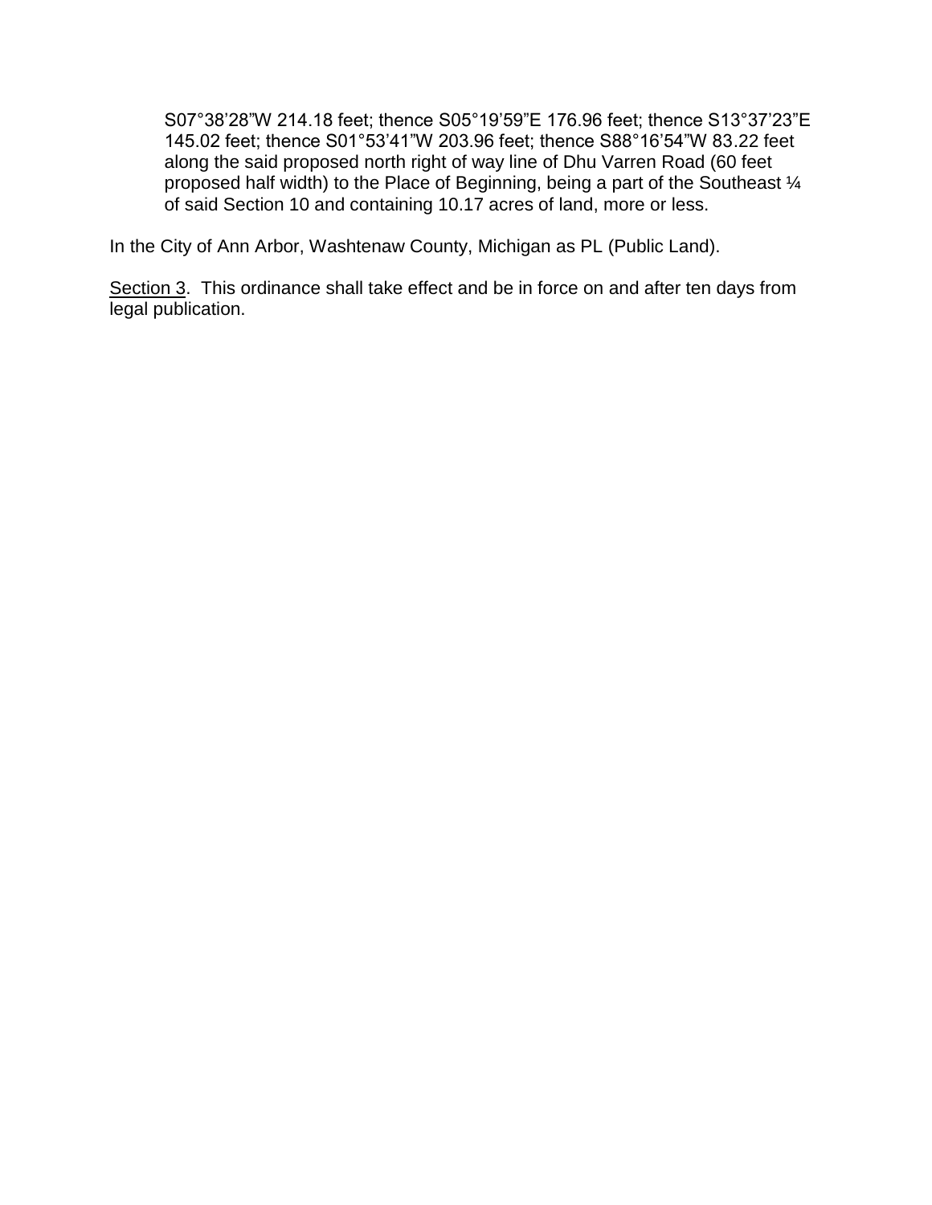S07°38'28"W 214.18 feet; thence S05°19'59"E 176.96 feet; thence S13°37'23"E 145.02 feet; thence S01°53'41"W 203.96 feet; thence S88°16'54"W 83.22 feet along the said proposed north right of way line of Dhu Varren Road (60 feet proposed half width) to the Place of Beginning, being a part of the Southeast ¼ of said Section 10 and containing 10.17 acres of land, more or less.

In the City of Ann Arbor, Washtenaw County, Michigan as PL (Public Land).

<u>Section 3</u>. This ordinance shall take effect and be in force on and after ten days from legal publication.